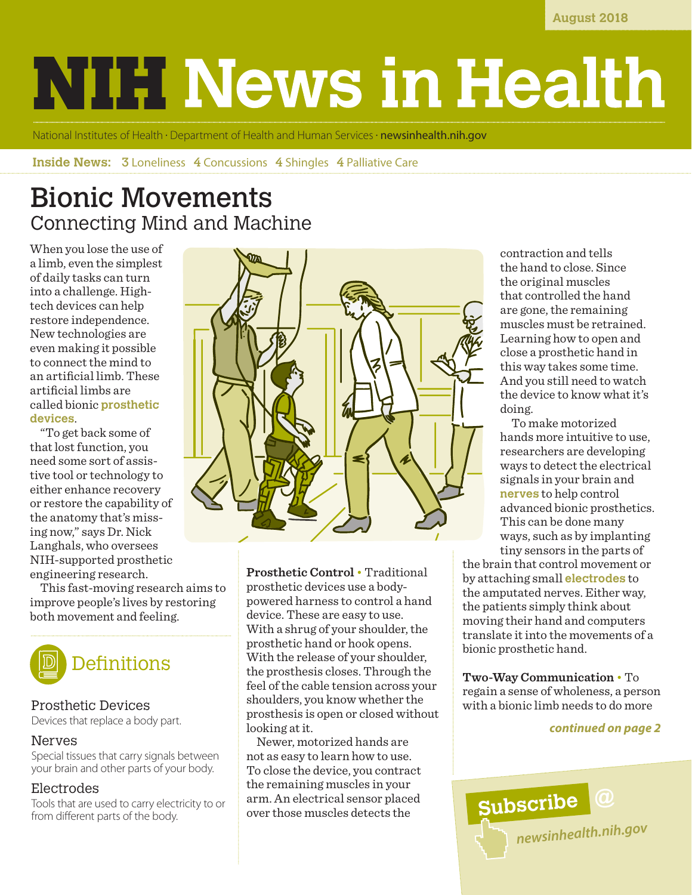August 2018

# NIH News in Health

National Institutes of Health · Department of Health and Human Services · newsinhealth.nih.gov

**Inside News:** 3 Loneliness 4 Concussions 4 Shingles 4 Palliative Care

## Bionic Movements
### Connecting Mind and Machine

When you lose the use of a limb, even the simplest of daily tasks can turn into a challenge. High-tech devices can help restore independence. New technologies are even making it possible to connect the mind to an artificial limb. These artificial limbs are called bionic **prosthetic devices**.

"To get back some of that lost function, you need some sort of assistive tool or technology to either enhance recovery or restore the capability of the anatomy that's missing now," says Dr. Nick Langhals, who oversees NIH-supported prosthetic engineering research.

This fast-moving research aims to improve people's lives by restoring both movement and feeling.

**Prosthetic Control** • Traditional prosthetic devices use a body-powered harness to control a hand device. These are easy to use. With a shrug of your shoulder, the prosthetic hand or hook opens. With the release of your shoulder, the prosthesis closes. Through the feel of the cable tension across your shoulders, you know whether the prosthesis is open or closed without looking at it.

Newer, motorized hands are not as easy to learn how to use. To close the device, you contract the remaining muscles in your arm. An electrical sensor placed over those muscles detects the contraction and tells the hand to close. Since the original muscles that controlled the hand are gone, the remaining muscles must be retrained. Learning how to open and close a prosthetic hand in this way takes some time. And you still need to watch the device to know what it's doing.

To make motorized hands more intuitive to use, researchers are developing ways to detect the electrical signals in your brain and **nerves** to help control advanced bionic prosthetics. This can be done many ways, such as by implanting tiny sensors in the parts of the brain that control movement or by attaching small **electrodes** to the amputated nerves. Either way, the patients simply think about moving their hand and computers translate it into the movements of a bionic prosthetic hand.

**Two-Way Communication** • To regain a sense of wholeness, a person with a bionic limb needs to do more

***continued on page 2***

### Definitions

**Prosthetic Devices**
Devices that replace a body part.

**Nerves**
Special tissues that carry signals between your brain and other parts of your body.

**Electrodes**
Tools that are used to carry electricity to or from different parts of the body.

**Subscribe @** newsinhealth.nih.gov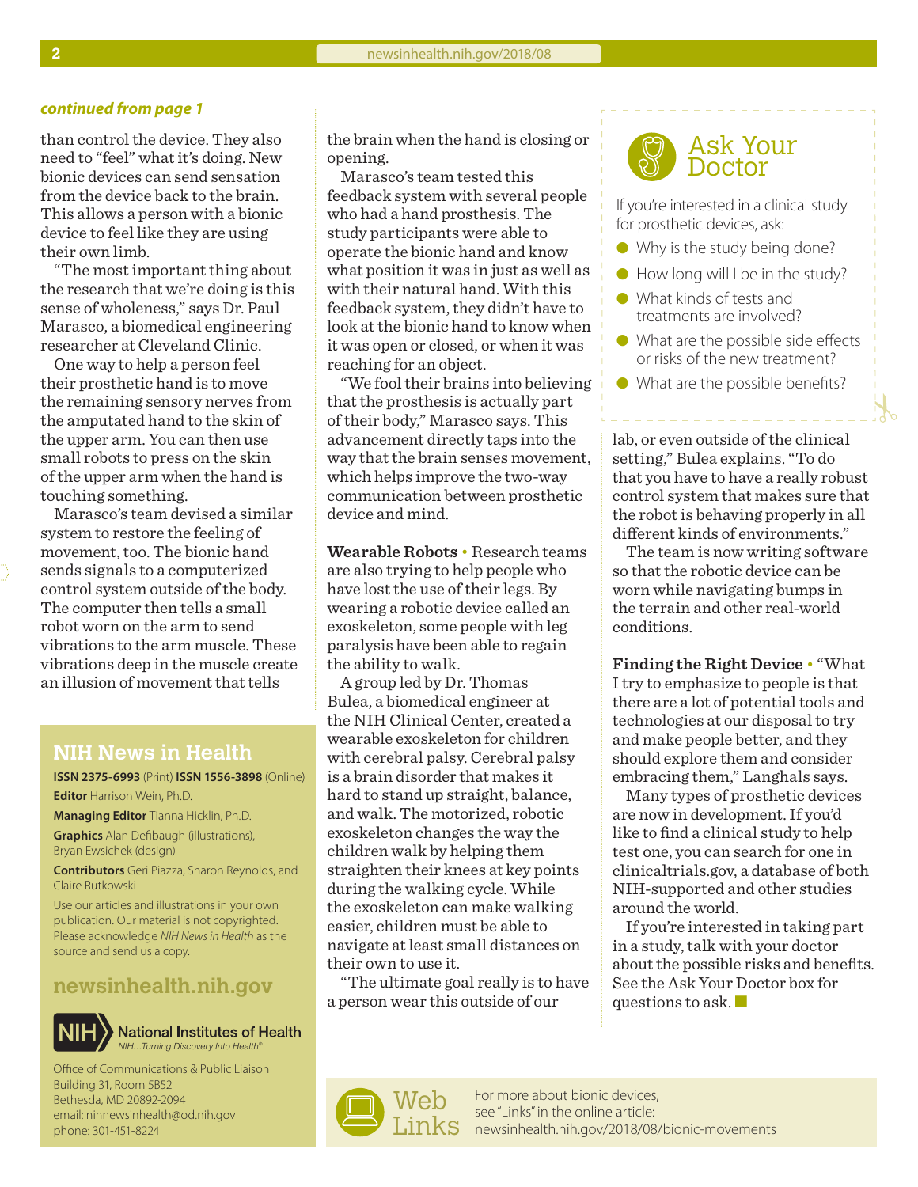*continued from page 1*

than control the device. They also need to "feel" what it's doing. New bionic devices can send sensation from the device back to the brain. This allows a person with a bionic device to feel like they are using their own limb.

"The most important thing about the research that we're doing is this sense of wholeness," says Dr. Paul Marasco, a biomedical engineering researcher at Cleveland Clinic.

One way to help a person feel their prosthetic hand is to move the remaining sensory nerves from the amputated hand to the skin of the upper arm. You can then use small robots to press on the skin of the upper arm when the hand is touching something.

Marasco's team devised a similar system to restore the feeling of movement, too. The bionic hand sends signals to a computerized control system outside of the body. The computer then tells a small robot worn on the arm to send vibrations to the arm muscle. These vibrations deep in the muscle create an illusion of movement that tells the brain when the hand is closing or opening.

Marasco's team tested this feedback system with several people who had a hand prosthesis. The study participants were able to operate the bionic hand and know what position it was in just as well as with their natural hand. With this feedback system, they didn't have to look at the bionic hand to know when it was open or closed, or when it was reaching for an object.

"We fool their brains into believing that the prosthesis is actually part of their body," Marasco says. This advancement directly taps into the way that the brain senses movement, which helps improve the two-way communication between prosthetic device and mind.

**Wearable Robots** • Research teams are also trying to help people who have lost the use of their legs. By wearing a robotic device called an exoskeleton, some people with leg paralysis have been able to regain the ability to walk.

A group led by Dr. Thomas Bulea, a biomedical engineer at the NIH Clinical Center, created a wearable exoskeleton for children with cerebral palsy. Cerebral palsy is a brain disorder that makes it hard to stand up straight, balance, and walk. The motorized, robotic exoskeleton changes the way the children walk by helping them straighten their knees at key points during the walking cycle. While the exoskeleton can make walking easier, children must be able to navigate at least small distances on their own to use it.

"The ultimate goal really is to have a person wear this outside of our lab, or even outside of the clinical setting," Bulea explains. "To do that you have to have a really robust control system that makes sure that the robot is behaving properly in all different kinds of environments."

The team is now writing software so that the robotic device can be worn while navigating bumps in the terrain and other real-world conditions.

**Finding the Right Device** • "What I try to emphasize to people is that there are a lot of potential tools and technologies at our disposal to try and make people better, and they should explore them and consider embracing them," Langhals says.

Many types of prosthetic devices are now in development. If you'd like to find a clinical study to help test one, you can search for one in clinicaltrials.gov, a database of both NIH-supported and other studies around the world.

If you're interested in taking part in a study, talk with your doctor about the possible risks and benefits. See the Ask Your Doctor box for questions to ask. ■

## Ask Your Doctor

If you're interested in a clinical study for prosthetic devices, ask:

- Why is the study being done?
- How long will I be in the study?
- What kinds of tests and treatments are involved?
- What are the possible side effects or risks of the new treatment?
- What are the possible benefits?

## Web Links

For more about bionic devices, see "Links" in the online article: newsinhealth.nih.gov/2018/08/bionic-movements

## NIH News in Health

**ISSN 2375-6993** (Print) **ISSN 1556-3898** (Online)

**Editor** Harrison Wein, Ph.D.

**Managing Editor** Tianna Hicklin, Ph.D.

**Graphics** Alan Defibaugh (illustrations), Bryan Ewsichek (design)

**Contributors** Geri Piazza, Sharon Reynolds, and Claire Rutkowski

Use our articles and illustrations in your own publication. Our material is not copyrighted. Please acknowledge *NIH News in Health* as the source and send us a copy.

**newsinhealth.nih.gov**

National Institutes of Health
*NIH...Turning Discovery Into Health®*

Office of Communications & Public Liaison
Building 31, Room 5B52
Bethesda, MD 20892-2094
email: nihnewsinhealth@od.nih.gov
phone: 301-451-8224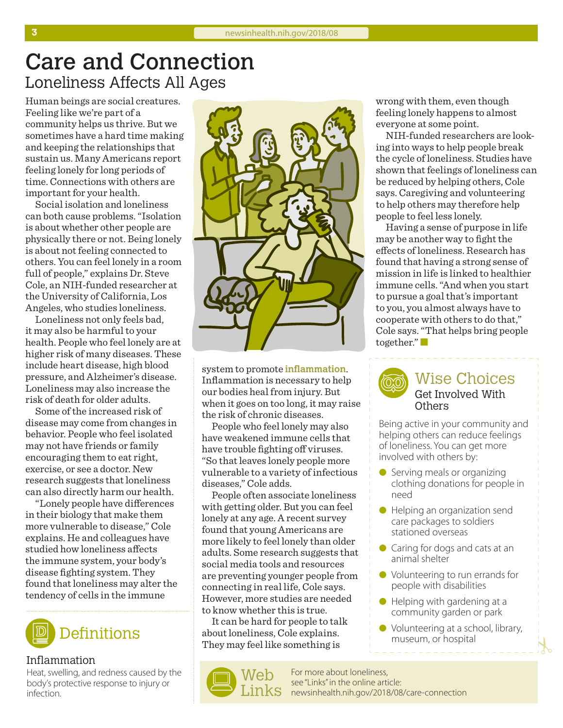# Care and Connection

## Loneliness Affects All Ages

Human beings are social creatures. Feeling like we're part of a community helps us thrive. But we sometimes have a hard time making and keeping the relationships that sustain us. Many Americans report feeling lonely for long periods of time. Connections with others are important for your health.

Social isolation and loneliness can both cause problems. "Isolation is about whether other people are physically there or not. Being lonely is about not feeling connected to others. You can feel lonely in a room full of people," explains Dr. Steve Cole, an NIH-funded researcher at the University of California, Los Angeles, who studies loneliness.

Loneliness not only feels bad, it may also be harmful to your health. People who feel lonely are at higher risk of many diseases. These include heart disease, high blood pressure, and Alzheimer's disease. Loneliness may also increase the risk of death for older adults.

Some of the increased risk of disease may come from changes in behavior. People who feel isolated may not have friends or family encouraging them to eat right, exercise, or see a doctor. New research suggests that loneliness can also directly harm our health.

"Lonely people have differences in their biology that make them more vulnerable to disease," Cole explains. He and colleagues have studied how loneliness affects the immune system, your body's disease fighting system. They found that loneliness may alter the tendency of cells in the immune system to promote **inflammation**. Inflammation is necessary to help our bodies heal from injury. But when it goes on too long, it may raise the risk of chronic diseases.

People who feel lonely may also have weakened immune cells that have trouble fighting off viruses. "So that leaves lonely people more vulnerable to a variety of infectious diseases," Cole adds.

People often associate loneliness with getting older. But you can feel lonely at any age. A recent survey found that young Americans are more likely to feel lonely than older adults. Some research suggests that social media tools and resources are preventing younger people from connecting in real life, Cole says. However, more studies are needed to know whether this is true.

It can be hard for people to talk about loneliness, Cole explains. They may feel like something is wrong with them, even though feeling lonely happens to almost everyone at some point.

NIH-funded researchers are looking into ways to help people break the cycle of loneliness. Studies have shown that feelings of loneliness can be reduced by helping others, Cole says. Caregiving and volunteering to help others may therefore help people to feel less lonely.

Having a sense of purpose in life may be another way to fight the effects of loneliness. Research has found that having a strong sense of mission in life is linked to healthier immune cells. "And when you start to pursue a goal that's important to you, you almost always have to cooperate with others to do that," Cole says. "That helps bring people together."

### Definitions

**Inflammation**

Heat, swelling, and redness caused by the body's protective response to injury or infection.

### Wise Choices

**Get Involved With Others**

Being active in your community and helping others can reduce feelings of loneliness. You can get more involved with others by:

- Serving meals or organizing clothing donations for people in need
- Helping an organization send care packages to soldiers stationed overseas
- Caring for dogs and cats at an animal shelter
- Volunteering to run errands for people with disabilities
- Helping with gardening at a community garden or park
- Volunteering at a school, library, museum, or hospital

### Web Links

For more about loneliness, see "Links" in the online article: newsinhealth.nih.gov/2018/08/care-connection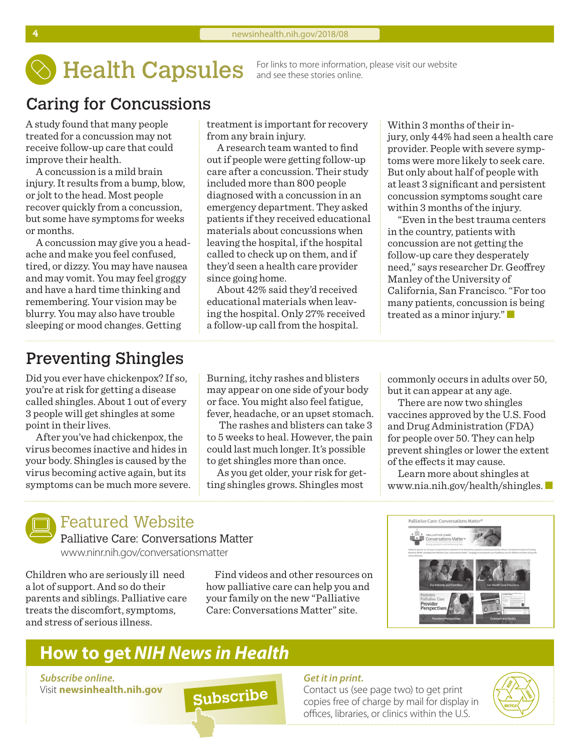# Health Capsules

For links to more information, please visit our website and see these stories online.

## Caring for Concussions

A study found that many people treated for a concussion may not receive follow-up care that could improve their health.

A concussion is a mild brain injury. It results from a bump, blow, or jolt to the head. Most people recover quickly from a concussion, but some have symptoms for weeks or months.

A concussion may give you a headache and make you feel confused, tired, or dizzy. You may have nausea and may vomit. You may feel groggy and have a hard time thinking and remembering. Your vision may be blurry. You may also have trouble sleeping or mood changes. Getting treatment is important for recovery from any brain injury.

A research team wanted to find out if people were getting follow-up care after a concussion. Their study included more than 800 people diagnosed with a concussion in an emergency department. They asked patients if they received educational materials about concussions when leaving the hospital, if the hospital called to check up on them, and if they'd seen a health care provider since going home.

About 42% said they'd received educational materials when leaving the hospital. Only 27% received a follow-up call from the hospital. Within 3 months of their injury, only 44% had seen a health care provider. People with severe symptoms were more likely to seek care. But only about half of people with at least 3 significant and persistent concussion symptoms sought care within 3 months of the injury.

"Even in the best trauma centers in the country, patients with concussion are not getting the follow-up care they desperately need," says researcher Dr. Geoffrey Manley of the University of California, San Francisco. "For too many patients, concussion is being treated as a minor injury."

## Preventing Shingles

Did you ever have chickenpox? If so, you're at risk for getting a disease called shingles. About 1 out of every 3 people will get shingles at some point in their lives.

After you've had chickenpox, the virus becomes inactive and hides in your body. Shingles is caused by the virus becoming active again, but its symptoms can be much more severe. Burning, itchy rashes and blisters may appear on one side of your body or face. You might also feel fatigue, fever, headache, or an upset stomach.

The rashes and blisters can take 3 to 5 weeks to heal. However, the pain could last much longer. It's possible to get shingles more than once.

As you get older, your risk for getting shingles grows. Shingles most commonly occurs in adults over 50, but it can appear at any age.

There are now two shingles vaccines approved by the U.S. Food and Drug Administration (FDA) for people over 50. They can help prevent shingles or lower the extent of the effects it may cause.

Learn more about shingles at www.nia.nih.gov/health/shingles.

## Featured Website

### Palliative Care: Conversations Matter

www.ninr.nih.gov/conversationsmatter

Children who are seriously ill need a lot of support. And so do their parents and siblings. Palliative care treats the discomfort, symptoms, and stress of serious illness.

Find videos and other resources on how palliative care can help you and your family on the new "Palliative Care: Conversations Matter" site.

## How to get *NIH News in Health*

***Subscribe online.***
Visit **newsinhealth.nih.gov**

Subscribe

***Get it in print.***
Contact us (see page two) to get print copies free of charge by mail for display in offices, libraries, or clinics within the U.S.